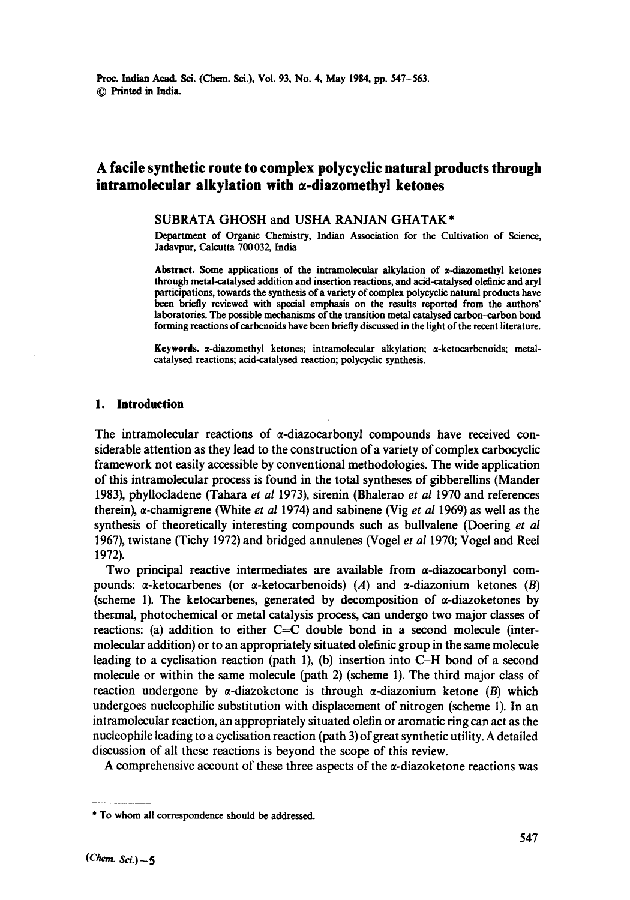# A facile synthetic route to complex polycyclic natural products through intramolecular alkylation with α-diazomethyl ketones

SUBRATA GHOSH and USHA RANJAN GHATAK*

Department of Organic Chemistry, Indian Association for the Cultivation of Science, Jadavpur, Calcutta 700 032, India

**Abstract.** Some applications of the intramolecular alkylation of α-diazomethyl ketones through metal-catalysed addition and insertion reactions, and acid-catalysed olefinic and aryl participations, towards the synthesis of a variety of complex polycyclic natural products have been briefly reviewed with special emphasis on the results reported from the authors' laboratories. The possible mechanisms of the transition metal catalysed carbon–carbon bond forming reactions of carbenoids have been briefly discussed in the light of the recent literature.

**Keywords.** α-diazomethyl ketones; intramolecular alkylation; α-ketocarbenoids; metal-catalysed reactions; acid-catalysed reaction; polycyclic synthesis.

## 1. Introduction

The intramolecular reactions of α-diazocarbonyl compounds have received considerable attention as they lead to the construction of a variety of complex carbocyclic framework not easily accessible by conventional methodologies. The wide application of this intramolecular process is found in the total syntheses of gibberellins (Mander 1983), phyllocladene (Tahara *et al* 1973), sirenin (Bhalerao *et al* 1970 and references therein), α-chamigrene (White *et al* 1974) and sabinene (Vig *et al* 1969) as well as the synthesis of theoretically interesting compounds such as bullvalene (Doering *et al* 1967), twistane (Tichy 1972) and bridged annulenes (Vogel *et al* 1970; Vogel and Reel 1972).

Two principal reactive intermediates are available from α-diazocarbonyl compounds: α-ketocarbenes (or α-ketocarbenoids) (*A*) and α-diazonium ketones (*B*) (scheme 1). The ketocarbenes, generated by decomposition of α-diazoketones by thermal, photochemical or metal catalysis process, can undergo two major classes of reactions: (a) addition to either C=C double bond in a second molecule (intermolecular addition) or to an appropriately situated olefinic group in the same molecule leading to a cyclisation reaction (path 1), (b) insertion into C–H bond of a second molecule or within the same molecule (path 2) (scheme 1). The third major class of reaction undergone by α-diazoketone is through α-diazonium ketone (*B*) which undergoes nucleophilic substitution with displacement of nitrogen (scheme 1). In an intramolecular reaction, an appropriately situated olefin or aromatic ring can act as the nucleophile leading to a cyclisation reaction (path 3) of great synthetic utility. A detailed discussion of all these reactions is beyond the scope of this review.

A comprehensive account of these three aspects of the α-diazoketone reactions was

---

* To whom all correspondence should be addressed.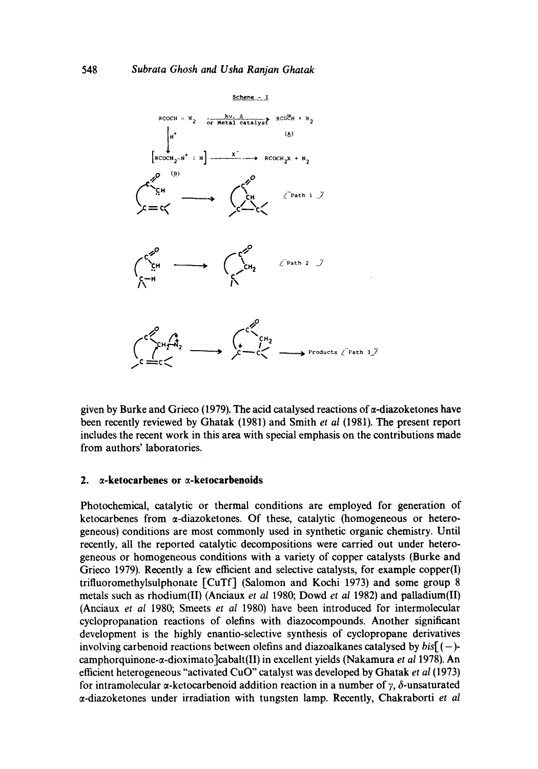Scheme – I

$$RCOCH=N_2 \xrightarrow[\text{or Metal catalyst}]{h\nu,\ \Delta} RCO\ddot{C}H + N_2 \quad (A)$$

$$RCOCH=N_2 \xrightarrow{H^+} [RCOCH_2-N^+\equiv N] \xrightarrow{X^-} RCOCH_2X + N_2 \quad (B)$$

[Path 1]

[Path 2]

Products [Path 3]

given by Burke and Grieco (1979). The acid catalysed reactions of α-diazoketones have been recently reviewed by Ghatak (1981) and Smith *et al* (1981). The present report includes the recent work in this area with special emphasis on the contributions made from authors' laboratories.

## 2. α-ketocarbenes or α-ketocarbenoids

Photochemical, catalytic or thermal conditions are employed for generation of ketocarbenes from α-diazoketones. Of these, catalytic (homogeneous or heterogeneous) conditions are most commonly used in synthetic organic chemistry. Until recently, all the reported catalytic decompositions were carried out under heterogeneous or homogeneous conditions with a variety of copper catalysts (Burke and Grieco 1979). Recently a few efficient and selective catalysts, for example copper(I) trifluoromethylsulphonate [CuTf] (Salomon and Kochi 1973) and some group 8 metals such as rhodium(II) (Anciaux *et al* 1980; Dowd *et al* 1982) and palladium(II) (Anciaux *et al* 1980; Smeets *et al* 1980) have been introduced for intermolecular cyclopropanation reactions of olefins with diazocompounds. Another significant development is the highly enantio-selective synthesis of cyclopropane derivatives involving carbenoid reactions between olefins and diazoalkanes catalysed by *bis*[(−)-camphorquinone-α-dioximato]cabalt(II) in excellent yields (Nakamura *et al* 1978). An efficient heterogeneous "activated CuO" catalyst was developed by Ghatak *et al* (1973) for intramolecular α-ketocarbenoid addition reaction in a number of γ, δ-unsaturated α-diazoketones under irradiation with tungsten lamp. Recently, Chakraborti *et al*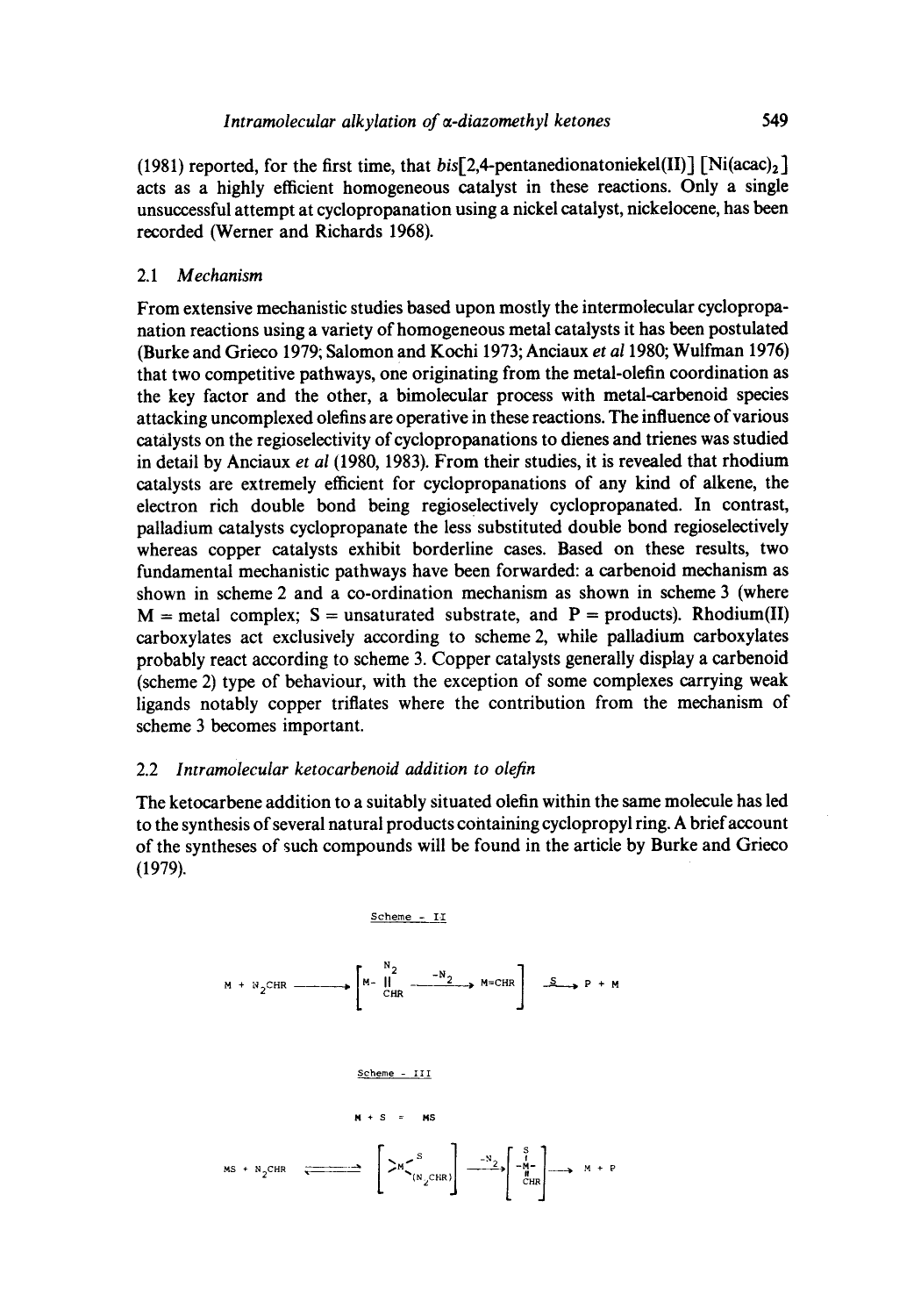(1981) reported, for the first time, that *bis*[2,4-pentanedionatoniekel(II)] [$Ni(acac)_2$] acts as a highly efficient homogeneous catalyst in these reactions. Only a single unsuccessful attempt at cyclopropanation using a nickel catalyst, nickelocene, has been recorded (Werner and Richards 1968).

### 2.1 *Mechanism*

From extensive mechanistic studies based upon mostly the intermolecular cyclopropanation reactions using a variety of homogeneous metal catalysts it has been postulated (Burke and Grieco 1979; Salomon and Kochi 1973; Anciaux *et al* 1980; Wulfman 1976) that two competitive pathways, one originating from the metal-olefin coordination as the key factor and the other, a bimolecular process with metal-carbenoid species attacking uncomplexed olefins are operative in these reactions. The influence of various catalysts on the regioselectivity of cyclopropanations to dienes and trienes was studied in detail by Anciaux *et al* (1980, 1983). From their studies, it is revealed that rhodium catalysts are extremely efficient for cyclopropanations of any kind of alkene, the electron rich double bond being regioselectively cyclopropanated. In contrast, palladium catalysts cyclopropanate the less substituted double bond regioselectively whereas copper catalysts exhibit borderline cases. Based on these results, two fundamental mechanistic pathways have been forwarded: a carbenoid mechanism as shown in scheme 2 and a co-ordination mechanism as shown in scheme 3 (where M = metal complex; S = unsaturated substrate, and P = products). Rhodium(II) carboxylates act exclusively according to scheme 2, while palladium carboxylates probably react according to scheme 3. Copper catalysts generally display a carbenoid (scheme 2) type of behaviour, with the exception of some complexes carrying weak ligands notably copper triflates where the contribution from the mechanism of scheme 3 becomes important.

### 2.2 *Intramolecular ketocarbenoid addition to olefin*

The ketocarbene addition to a suitably situated olefin within the same molecule has led to the synthesis of several natural products containing cyclopropyl ring. A brief account of the syntheses of such compounds will be found in the article by Burke and Grieco (1979).

Scheme - II

$$M + N_2CHR \longrightarrow \left[ M\text{-}\overset{N_2}{\underset{CHR}{\|}} \xrightarrow{-N_2} M{=}CHR \right] \xrightarrow{S} P + M$$

Scheme - III

$$M + S \rightleftharpoons MS$$

$$MS + N_2CHR \rightleftharpoons \left[ >M\begin{matrix} S \\ (N_2CHR) \end{matrix} \right] \xrightarrow{-N_2} \left[ \begin{matrix} S \\ | \\ -M- \\ \| \\ CHR \end{matrix} \right] \longrightarrow M + P$$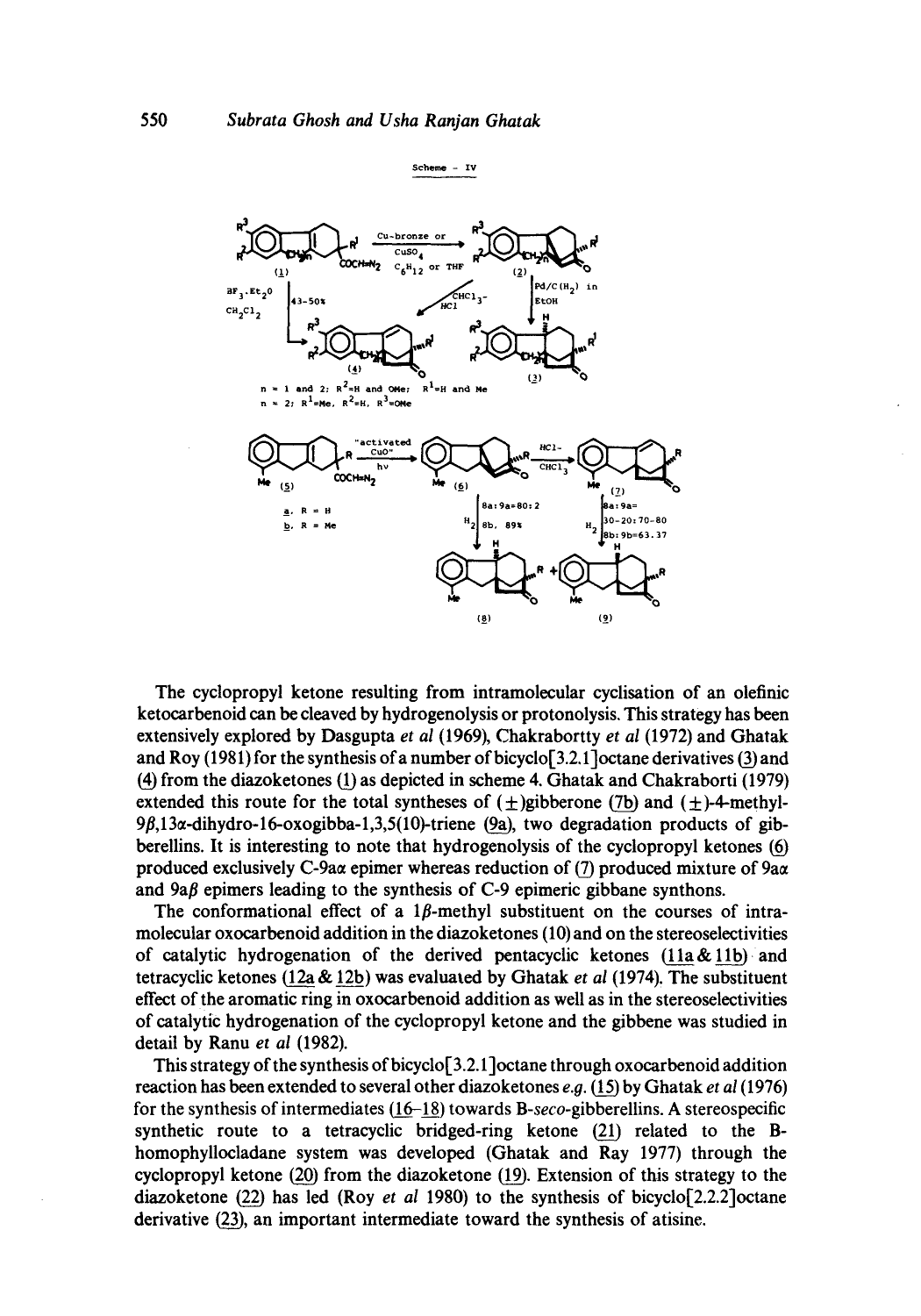Scheme - IV

The cyclopropyl ketone resulting from intramolecular cyclisation of an olefinic ketocarbenoid can be cleaved by hydrogenolysis or protonolysis. This strategy has been extensively explored by Dasgupta *et al* (1969), Chakrabortty *et al* (1972) and Ghatak and Roy (1981) for the synthesis of a number of bicyclo[3.2.1]octane derivatives (3) and (4) from the diazoketones (1) as depicted in scheme 4. Ghatak and Chakraborti (1979) extended this route for the total syntheses of (±)gibberone (7b) and (±)-4-methyl-$9\beta,13\alpha$-dihydro-16-oxogibba-1,3,5(10)-triene (9a), two degradation products of gibberellins. It is interesting to note that hydrogenolysis of the cyclopropyl ketones (6) produced exclusively C-9a$\alpha$ epimer whereas reduction of (7) produced mixture of 9a$\alpha$ and 9a$\beta$ epimers leading to the synthesis of C-9 epimeric gibbane synthons.

The conformational effect of a $1\beta$-methyl substituent on the courses of intramolecular oxocarbenoid addition in the diazoketones (10) and on the stereoselectivities of catalytic hydrogenation of the derived pentacyclic ketones (11a & 11b) and tetracyclic ketones (12a & 12b) was evaluated by Ghatak *et al* (1974). The substituent effect of the aromatic ring in oxocarbenoid addition as well as in the stereoselectivities of catalytic hydrogenation of the cyclopropyl ketone and the gibbene was studied in detail by Ranu *et al* (1982).

This strategy of the synthesis of bicyclo[3.2.1]octane through oxocarbenoid addition reaction has been extended to several other diazoketones *e.g.* (15) by Ghatak *et al* (1976) for the synthesis of intermediates (16–18) towards B-*seco*-gibberellins. A stereospecific synthetic route to a tetracyclic bridged-ring ketone (21) related to the B-homophyllocladane system was developed (Ghatak and Ray 1977) through the cyclopropyl ketone (20) from the diazoketone (19). Extension of this strategy to the diazoketone (22) has led (Roy *et al* 1980) to the synthesis of bicyclo[2.2.2]octane derivative (23), an important intermediate toward the synthesis of atisine.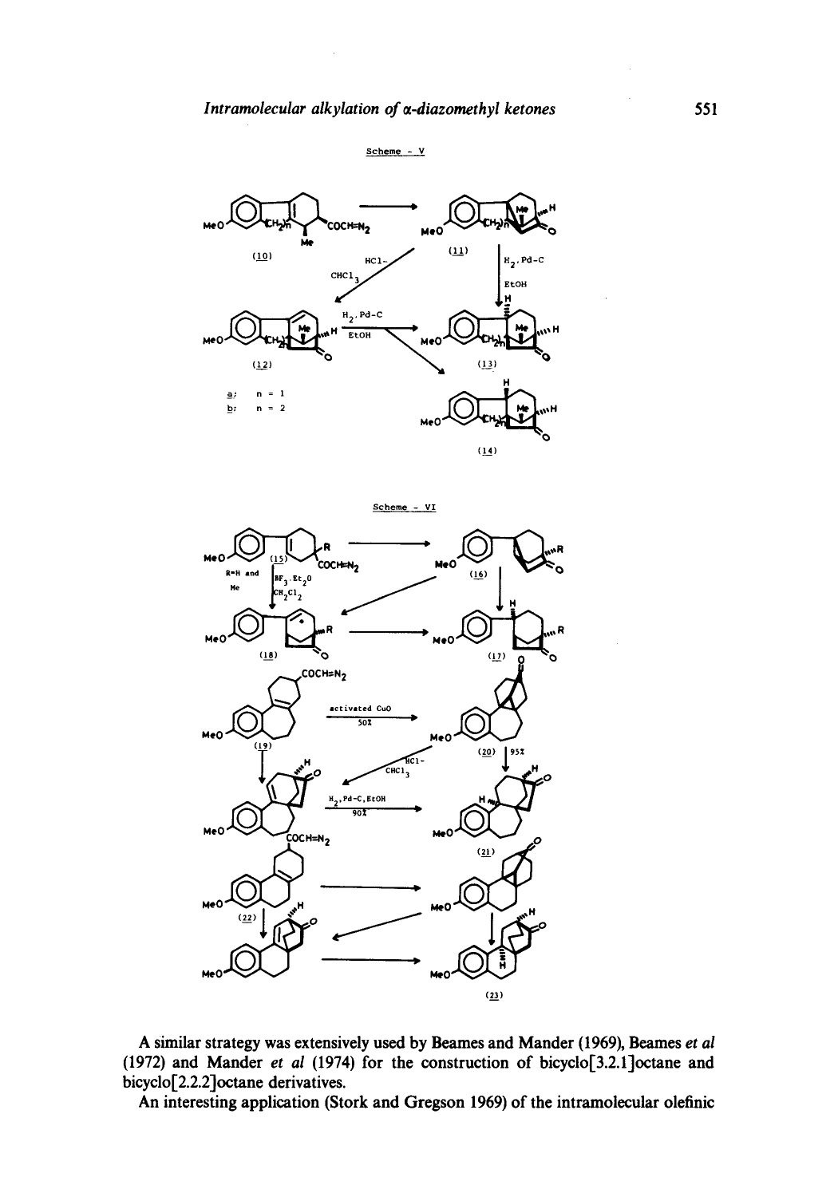Scheme - V

Scheme - VI

A similar strategy was extensively used by Beames and Mander (1969), Beames *et al* (1972) and Mander *et al* (1974) for the construction of bicyclo[3.2.1]octane and bicyclo[2.2.2]octane derivatives.

An interesting application (Stork and Gregson 1969) of the intramolecular olefinic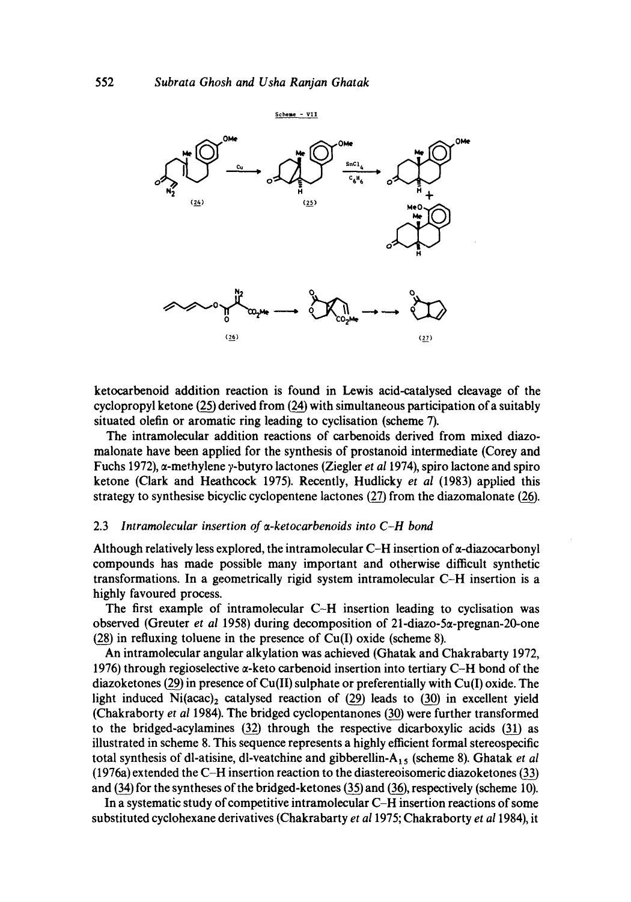Scheme - VII

ketocarbenoid addition reaction is found in Lewis acid-catalysed cleavage of the cyclopropyl ketone (25) derived from (24) with simultaneous participation of a suitably situated olefin or aromatic ring leading to cyclisation (scheme 7).

The intramolecular addition reactions of carbenoids derived from mixed diazomalonate have been applied for the synthesis of prostanoid intermediate (Corey and Fuchs 1972), α-methylene γ-butyro lactones (Ziegler *et al* 1974), spiro lactone and spiro ketone (Clark and Heathcock 1975). Recently, Hudlicky *et al* (1983) applied this strategy to synthesise bicyclic cyclopentene lactones (27) from the diazomalonate (26).

### 2.3 *Intramolecular insertion of α-ketocarbenoids into C–H bond*

Although relatively less explored, the intramolecular C–H insertion of α-diazocarbonyl compounds has made possible many important and otherwise difficult synthetic transformations. In a geometrically rigid system intramolecular C–H insertion is a highly favoured process.

The first example of intramolecular C–H insertion leading to cyclisation was observed (Greuter *et al* 1958) during decomposition of 21-diazo-5α-pregnan-20-one (28) in refluxing toluene in the presence of Cu(I) oxide (scheme 8).

An intramolecular angular alkylation was achieved (Ghatak and Chakrabarty 1972, 1976) through regioselective α-keto carbenoid insertion into tertiary C–H bond of the diazoketones (29) in presence of Cu(II) sulphate or preferentially with Cu(I) oxide. The light induced $Ni(acac)_2$ catalysed reaction of (29) leads to (30) in excellent yield (Chakraborty *et al* 1984). The bridged cyclopentanones (30) were further transformed to the bridged-acylamines (32) through the respective dicarboxylic acids (31) as illustrated in scheme 8. This sequence represents a highly efficient formal stereospecific total synthesis of dl-atisine, dl-veatchine and gibberellin-$A_{15}$ (scheme 8). Ghatak *et al* (1976a) extended the C–H insertion reaction to the diastereoisomeric diazoketones (33) and (34) for the syntheses of the bridged-ketones (35) and (36), respectively (scheme 10).

In a systematic study of competitive intramolecular C–H insertion reactions of some substituted cyclohexane derivatives (Chakrabarty *et al* 1975; Chakraborty *et al* 1984), it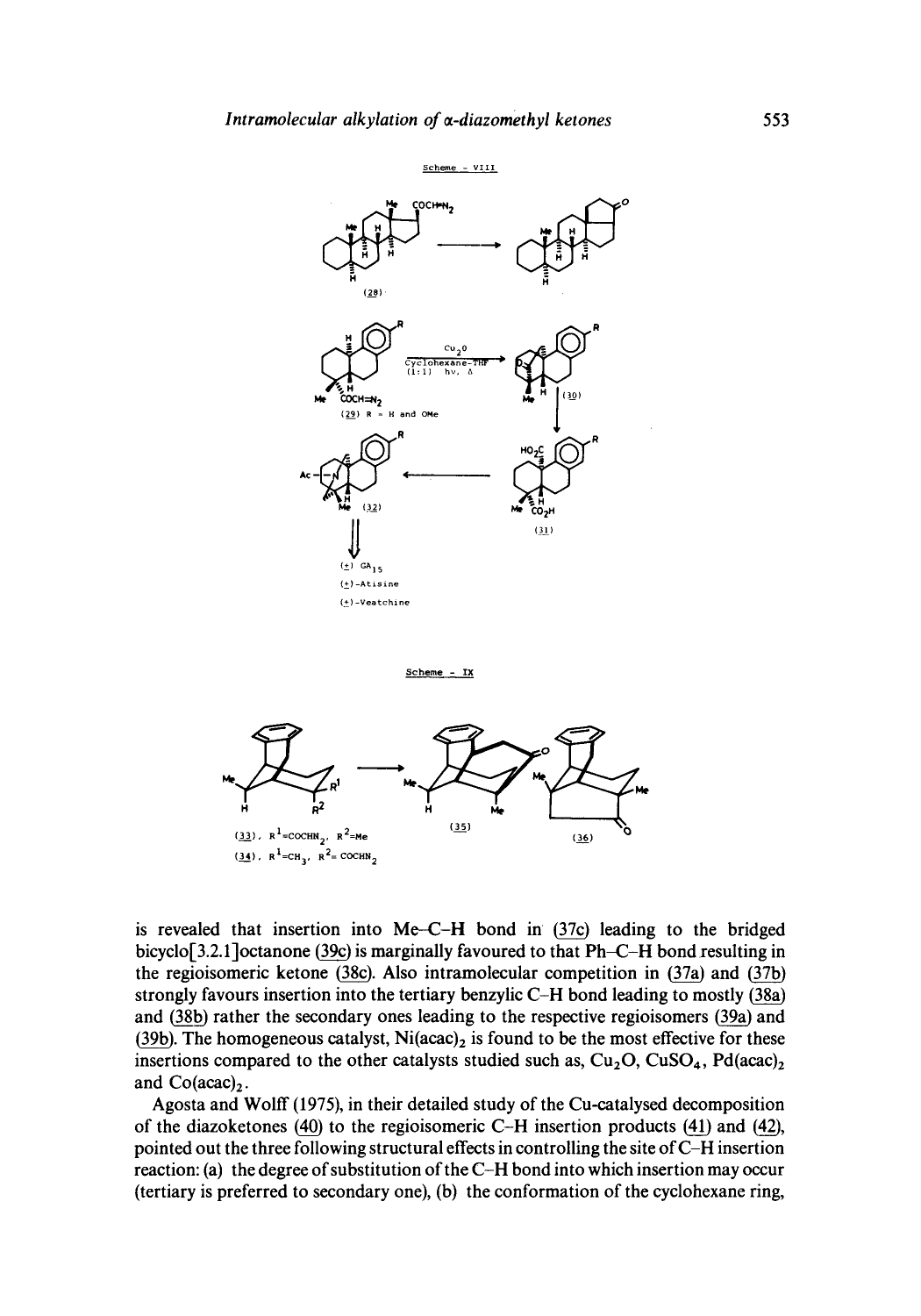Scheme – VIII

Scheme – IX

is revealed that insertion into Me–C–H bond in (37c) leading to the bridged bicyclo[3.2.1]octanone (39c) is marginally favoured to that Ph–C–H bond resulting in the regioisomeric ketone (38c). Also intramolecular competition in (37a) and (37b) strongly favours insertion into the tertiary benzylic C–H bond leading to mostly (38a) and (38b) rather the secondary ones leading to the respective regioisomers (39a) and (39b). The homogeneous catalyst, $Ni(acac)_2$ is found to be the most effective for these insertions compared to the other catalysts studied such as, $Cu_2O$, $CuSO_4$, $Pd(acac)_2$ and $Co(acac)_2$.

Agosta and Wolff (1975), in their detailed study of the Cu-catalysed decomposition of the diazoketones (40) to the regioisomeric C–H insertion products (41) and (42), pointed out the three following structural effects in controlling the site of C–H insertion reaction: (a) the degree of substitution of the C–H bond into which insertion may occur (tertiary is preferred to secondary one), (b) the conformation of the cyclohexane ring,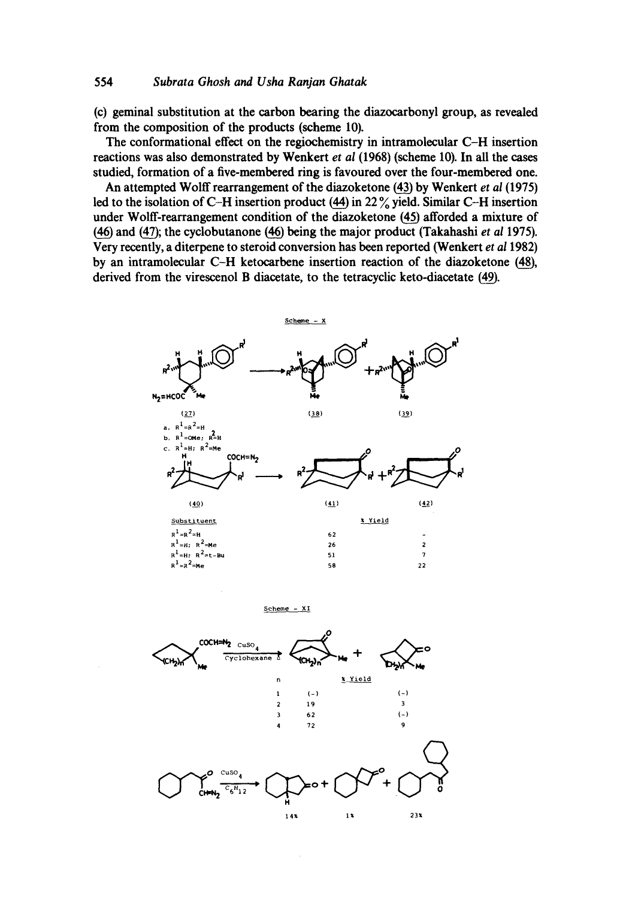(c) geminal substitution at the carbon bearing the diazocarbonyl group, as revealed from the composition of the products (scheme 10).

The conformational effect on the regiochemistry in intramolecular C–H insertion reactions was also demonstrated by Wenkert *et al* (1968) (scheme 10). In all the cases studied, formation of a five-membered ring is favoured over the four-membered one.

An attempted Wolff rearrangement of the diazoketone (43) by Wenkert *et al* (1975) led to the isolation of C–H insertion product (44) in 22% yield. Similar C–H insertion under Wolff-rearrangement condition of the diazoketone (45) afforded a mixture of (46) and (47); the cyclobutanone (46) being the major product (Takahashi *et al* 1975). Very recently, a diterpene to steroid conversion has been reported (Wenkert *et al* 1982) by an intramolecular C–H ketocarbene insertion reaction of the diazoketone (48), derived from the virescenol B diacetate, to the tetracyclic keto-diacetate (49).

Scheme – X

(27) → (38) + (39)

a. $R^1=R^2=H$
b. $R^1=OMe$; $R^2=H$
c. $R^1=H$; $R^2=Me$

(40) → (41) + (42)

| Substituent | % Yield (41) | % Yield (42) |
|---|---|---|
| $R^1=R^2=H$ | 62 | - |
| $R^1=H$; $R^2=Me$ | 26 | 2 |
| $R^1=H$; $R^2$=t-Bu | 51 | 7 |
| $R^1=R^2=Me$ | 58 | 22 |

Scheme – XI

$CuSO_4$, Cyclohexane Δ

| n | % Yield | |
|---|---|---|
| 1 | (-) | (-) |
| 2 | 19 | 3 |
| 3 | 62 | (-) |
| 4 | 72 | 9 |

$CuSO_4$, $C_6H_{12}$: 14%, 1%, 23%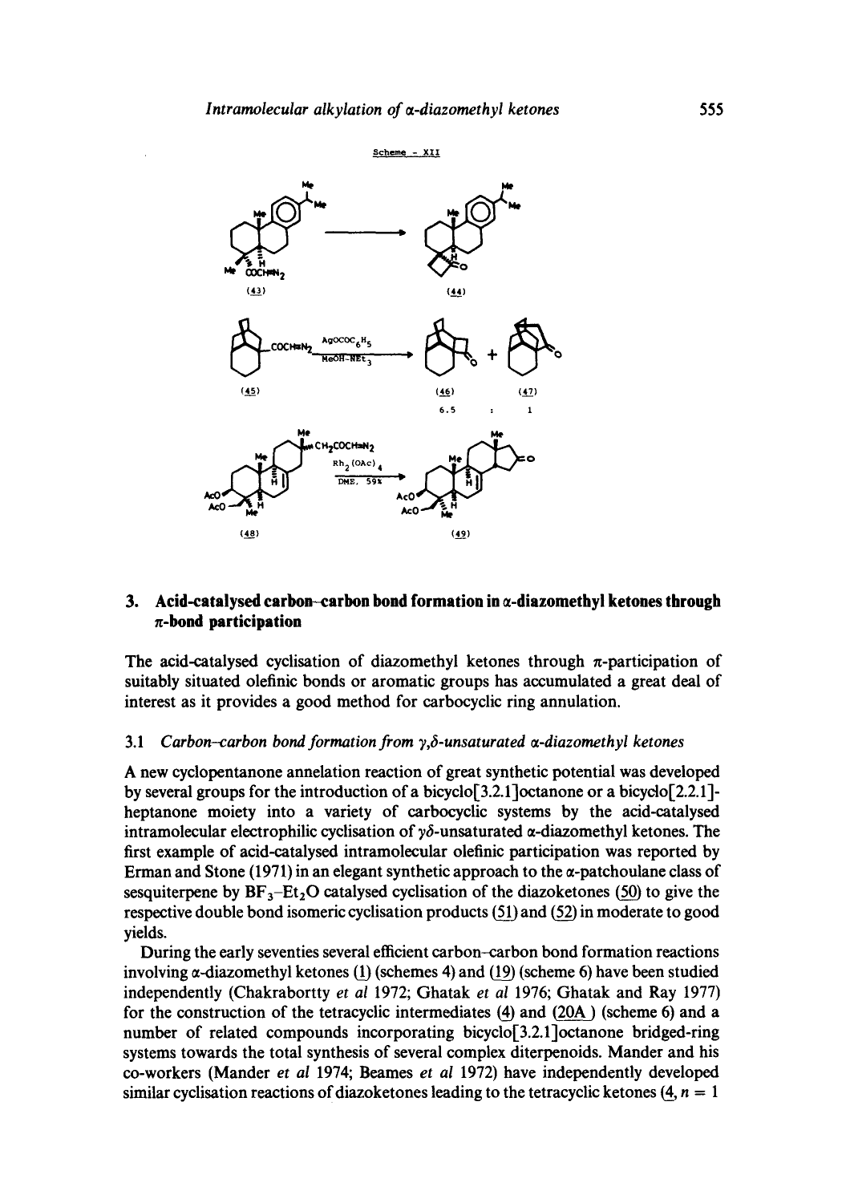Scheme - XII

(43) (44)

(45) (46) (47)

6.5 : 1

(48) (49)

## 3. Acid-catalysed carbon–carbon bond formation in α-diazomethyl ketones through π-bond participation

The acid-catalysed cyclisation of diazomethyl ketones through π-participation of suitably situated olefinic bonds or aromatic groups has accumulated a great deal of interest as it provides a good method for carbocyclic ring annulation.

### 3.1 *Carbon–carbon bond formation from γ,δ-unsaturated α-diazomethyl ketones*

A new cyclopentanone annelation reaction of great synthetic potential was developed by several groups for the introduction of a bicyclo[3.2.1]octanone or a bicyclo[2.2.1]-heptanone moiety into a variety of carbocyclic systems by the acid-catalysed intramolecular electrophilic cyclisation of γδ-unsaturated α-diazomethyl ketones. The first example of acid-catalysed intramolecular olefinic participation was reported by Erman and Stone (1971) in an elegant synthetic approach to the α-patchoulane class of sesquiterpene by $BF_3$–$Et_2O$ catalysed cyclisation of the diazoketones (50) to give the respective double bond isomeric cyclisation products (51) and (52) in moderate to good yields.

During the early seventies several efficient carbon–carbon bond formation reactions involving α-diazomethyl ketones (1) (schemes 4) and (19) (scheme 6) have been studied independently (Chakrabortty *et al* 1972; Ghatak *et al* 1976; Ghatak and Ray 1977) for the construction of the tetracyclic intermediates (4) and (20A) (scheme 6) and a number of related compounds incorporating bicyclo[3.2.1]octanone bridged-ring systems towards the total synthesis of several complex diterpenoids. Mander and his co-workers (Mander *et al* 1974; Beames *et al* 1972) have independently developed similar cyclisation reactions of diazoketones leading to the tetracyclic ketones (4, $n = 1$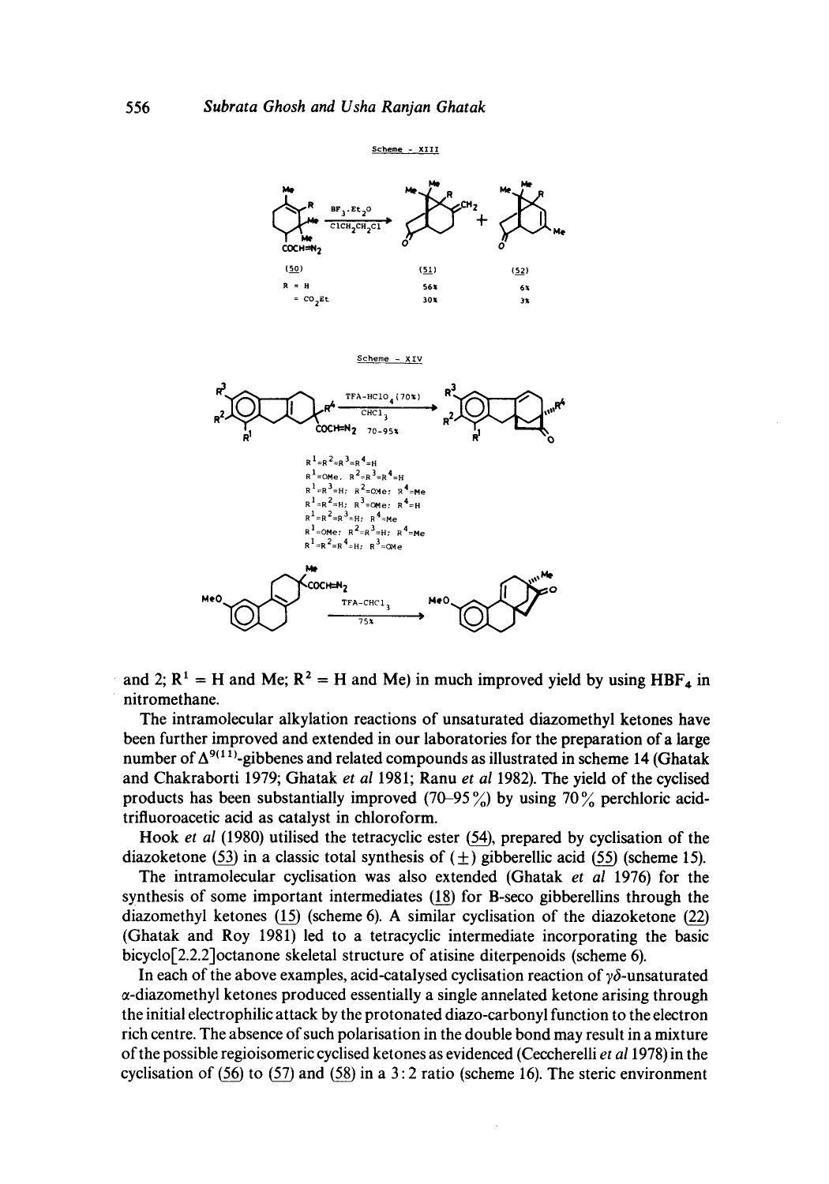Scheme - XIII

(50) R = H; = $CO_2Et$ → $BF_3.Et_2O$, $ClCH_2CH_2Cl$ → (51) 56%, 30% + (52) 6%, 3%

Scheme - XIV

TFA-$HClO_4$ (70%), $CHCl_3$, 70–95%

$R^1=R^2=R^3=R^4=H$
$R^1=OMe$; $R^2=R^3=R^4=H$
$R^1=R^3=H$; $R^2=OMe$; $R^4=Me$
$R^1=R^2=H$; $R^3=OMe$; $R^4=H$
$R^1=R^2=R^3=H$; $R^4=Me$
$R^1=OMe$; $R^2=R^3=H$; $R^4=Me$
$R^1=R^2=R^4=H$; $R^3=OMe$

TFA-$CHCl_3$, 75%

and 2; $R^1$ = H and Me; $R^2$ = H and Me) in much improved yield by using $HBF_4$ in nitromethane.

The intramolecular alkylation reactions of unsaturated diazomethyl ketones have been further improved and extended in our laboratories for the preparation of a large number of $\Delta^{9(11)}$-gibbenes and related compounds as illustrated in scheme 14 (Ghatak and Chakraborti 1979; Ghatak *et al* 1981; Ranu *et al* 1982). The yield of the cyclised products has been substantially improved (70–95%) by using 70% perchloric acid-trifluoroacetic acid as catalyst in chloroform.

Hook *et al* (1980) utilised the tetracyclic ester (54), prepared by cyclisation of the diazoketone (53) in a classic total synthesis of (±) gibberellic acid (55) (scheme 15).

The intramolecular cyclisation was also extended (Ghatak *et al* 1976) for the synthesis of some important intermediates (18) for B-seco gibberellins through the diazomethyl ketones (15) (scheme 6). A similar cyclisation of the diazoketone (22) (Ghatak and Roy 1981) led to a tetracyclic intermediate incorporating the basic bicyclo[2.2.2]octanone skeletal structure of atisine diterpenoids (scheme 6).

In each of the above examples, acid-catalysed cyclisation reaction of $\gamma\delta$-unsaturated $\alpha$-diazomethyl ketones produced essentially a single annelated ketone arising through the initial electrophilic attack by the protonated diazo-carbonyl function to the electron rich centre. The absence of such polarisation in the double bond may result in a mixture of the possible regioisomeric cyclised ketones as evidenced (Ceccherelli *et al* 1978) in the cyclisation of (56) to (57) and (58) in a 3:2 ratio (scheme 16). The steric environment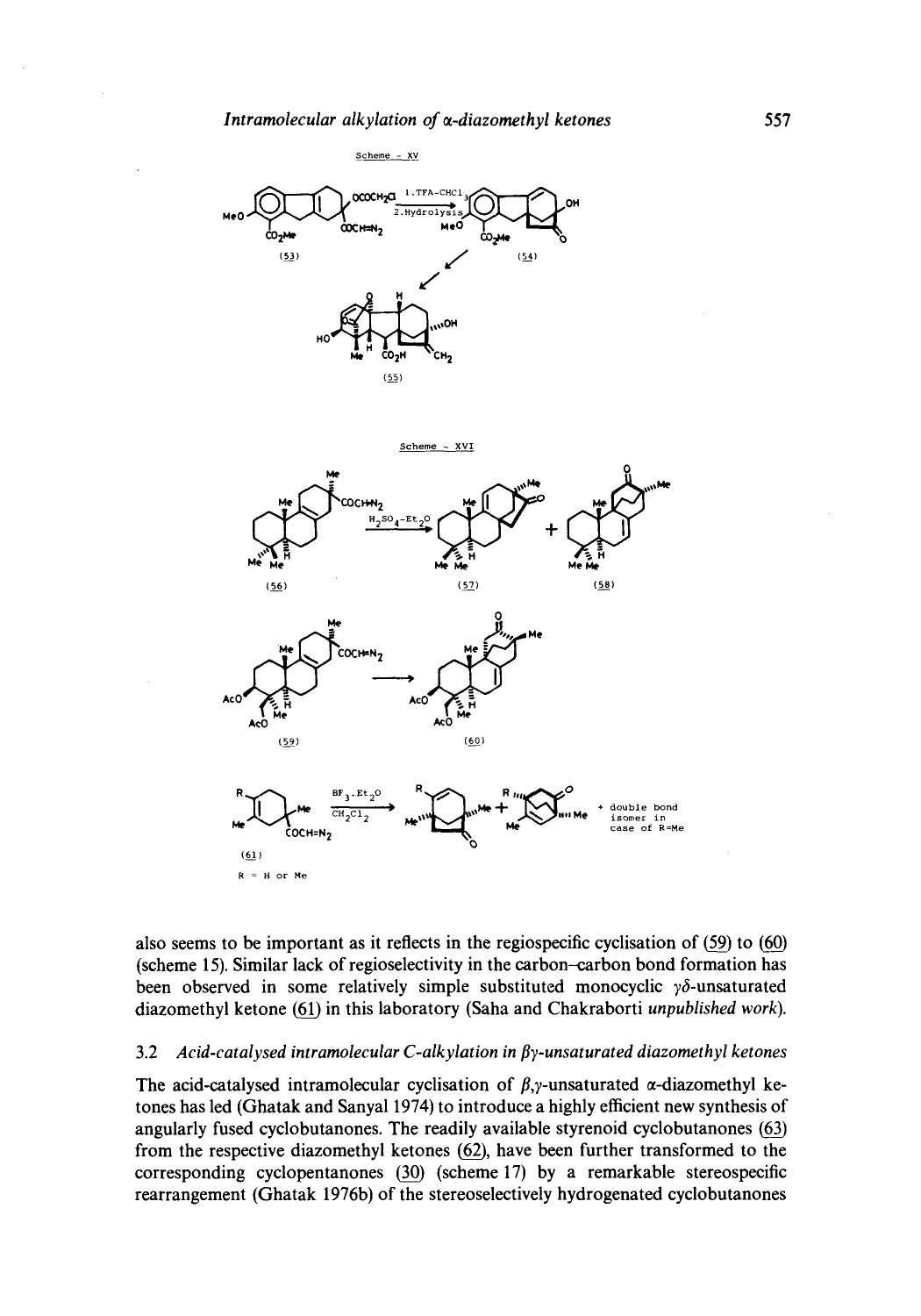Scheme - XV

Scheme - XVI

also seems to be important as it reflects in the regiospecific cyclisation of (59) to (60) (scheme 15). Similar lack of regioselectivity in the carbon–carbon bond formation has been observed in some relatively simple substituted monocyclic $\gamma\delta$-unsaturated diazomethyl ketone (61) in this laboratory (Saha and Chakraborti *unpublished work*).

### 3.2 *Acid-catalysed intramolecular C-alkylation in $\beta\gamma$-unsaturated diazomethyl ketones*

The acid-catalysed intramolecular cyclisation of $\beta,\gamma$-unsaturated $\alpha$-diazomethyl ketones has led (Ghatak and Sanyal 1974) to introduce a highly efficient new synthesis of angularly fused cyclobutanones. The readily available styrenoid cyclobutanones (63) from the respective diazomethyl ketones (62), have been further transformed to the corresponding cyclopentanones (30) (scheme 17) by a remarkable stereospecific rearrangement (Ghatak 1976b) of the stereoselectively hydrogenated cyclobutanones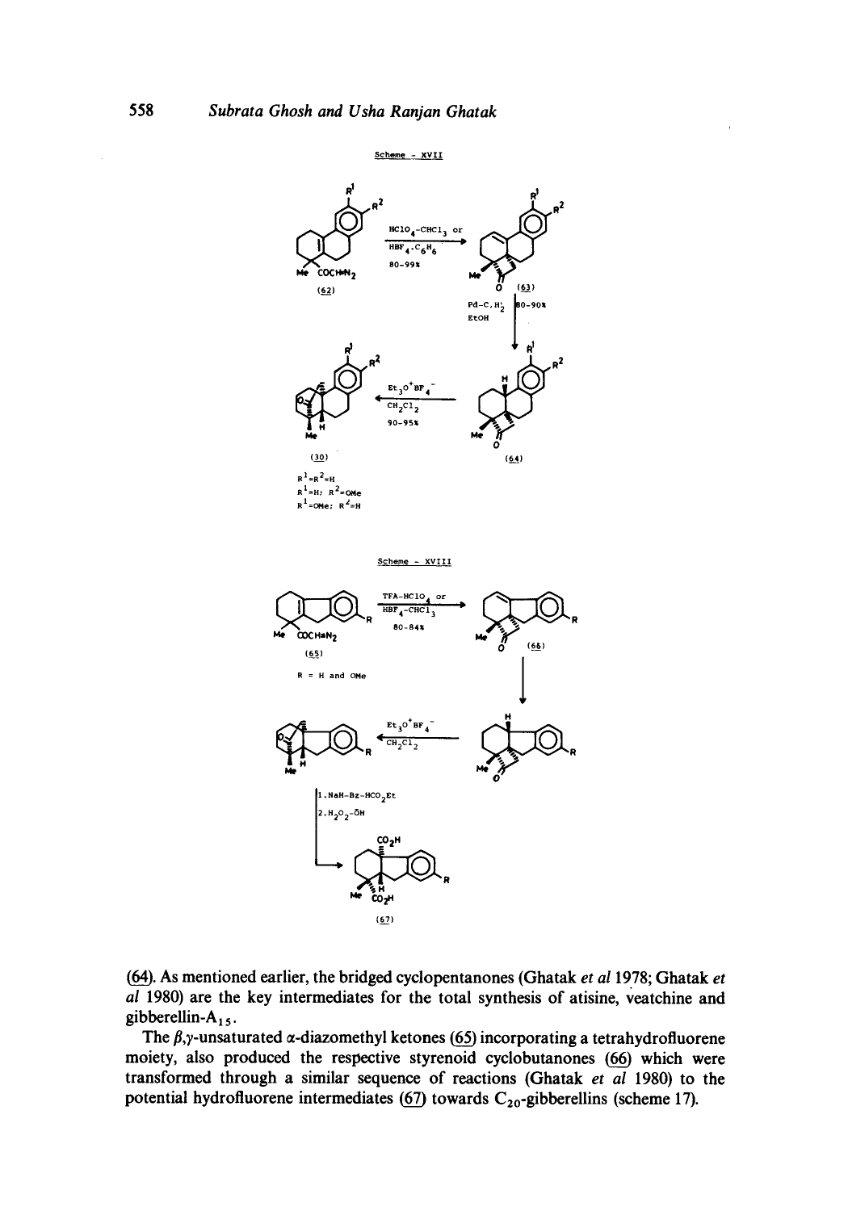Scheme - XVII

HClO$_4$-CHCl$_3$ or HBF$_4$-C$_6$H$_6$ 80-99%

(62) → (63)

Pd-C, H$_2$ EtOH 80-90%

(64)

Et$_3$O$^+$BF$_4^-$ CH$_2$Cl$_2$ 90-95%

(30)

R$^1$=R$^2$=H
R$^1$=H; R$^2$=OMe
R$^1$=OMe; R$^2$=H

Scheme - XVIII

TFA-HClO$_4$ or HBF$_4$-CHCl$_3$ 80-84%

(65) → (66)

R = H and OMe

Et$_3$O$^+$BF$_4^-$ CH$_2$Cl$_2$

1. NaH-Bz-HCO$_2$Et
2. H$_2$O$_2$-$\bar{O}$H

(67)

(64). As mentioned earlier, the bridged cyclopentanones (Ghatak *et al* 1978; Ghatak *et al* 1980) are the key intermediates for the total synthesis of atisine, veatchine and gibberellin-A$_{15}$.

The $\beta,\gamma$-unsaturated $\alpha$-diazomethyl ketones (65) incorporating a tetrahydrofluorene moiety, also produced the respective styrenoid cyclobutanones (66) which were transformed through a similar sequence of reactions (Ghatak *et al* 1980) to the potential hydrofluorene intermediates (67) towards C$_{20}$-gibberellins (scheme 17).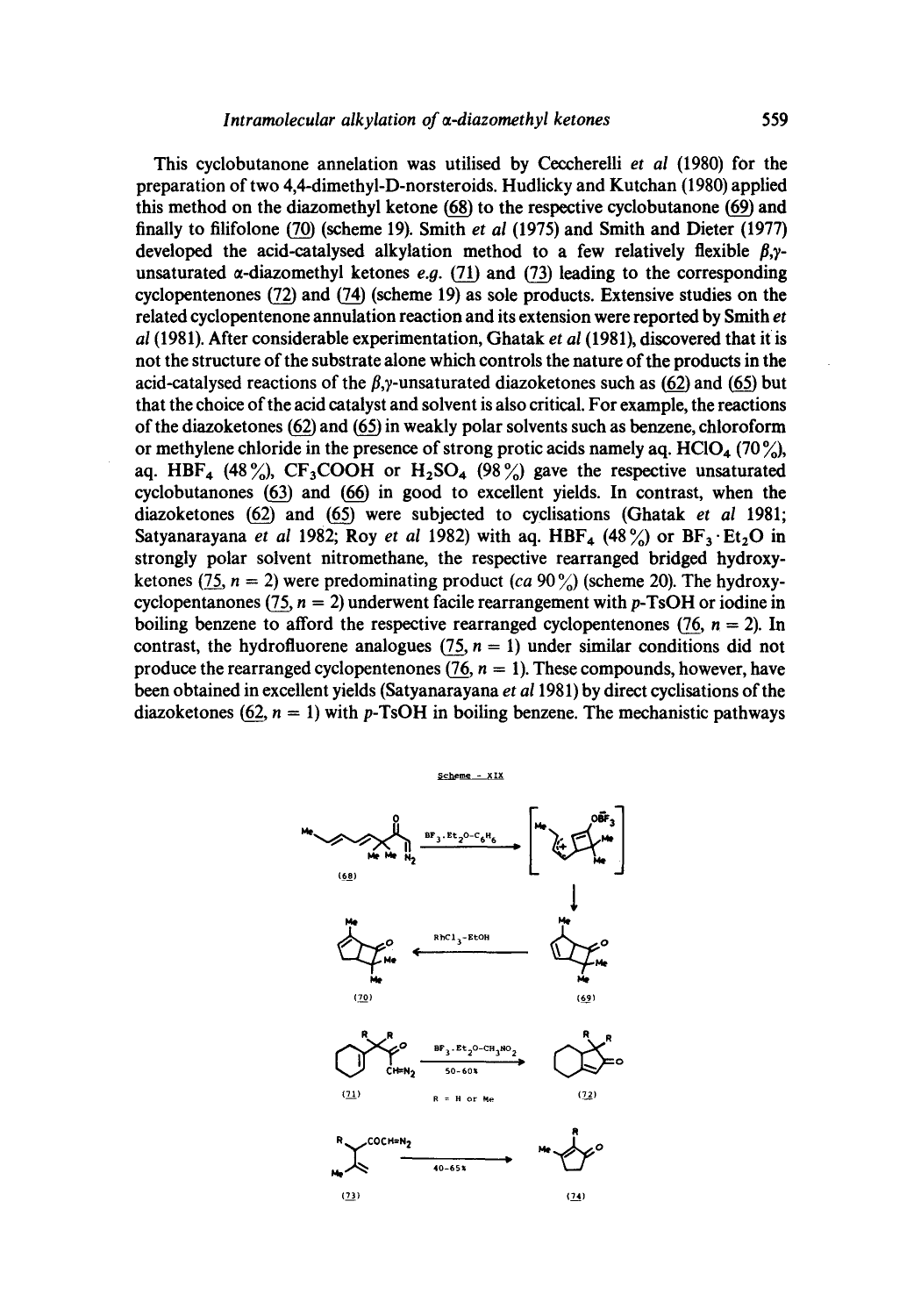This cyclobutanone annelation was utilised by Ceccherelli *et al* (1980) for the preparation of two 4,4-dimethyl-D-norsteroids. Hudlicky and Kutchan (1980) applied this method on the diazomethyl ketone (68) to the respective cyclobutanone (69) and finally to filifolone (70) (scheme 19). Smith *et al* (1975) and Smith and Dieter (1977) developed the acid-catalysed alkylation method to a few relatively flexible $\beta,\gamma$-unsaturated $\alpha$-diazomethyl ketones *e.g.* (71) and (73) leading to the corresponding cyclopentenones (72) and (74) (scheme 19) as sole products. Extensive studies on the related cyclopentenone annulation reaction and its extension were reported by Smith *et al* (1981). After considerable experimentation, Ghatak *et al* (1981), discovered that it is not the structure of the substrate alone which controls the nature of the products in the acid-catalysed reactions of the $\beta,\gamma$-unsaturated diazoketones such as (62) and (65) but that the choice of the acid catalyst and solvent is also critical. For example, the reactions of the diazoketones (62) and (65) in weakly polar solvents such as benzene, chloroform or methylene chloride in the presence of strong protic acids namely aq. $HClO_4$ (70%), aq. $HBF_4$ (48%), $CF_3COOH$ or $H_2SO_4$ (98%) gave the respective unsaturated cyclobutanones (63) and (66) in good to excellent yields. In contrast, when the diazoketones (62) and (65) were subjected to cyclisations (Ghatak *et al* 1981; Satyanarayana *et al* 1982; Roy *et al* 1982) with aq. $HBF_4$ (48%) or $BF_3 \cdot Et_2O$ in strongly polar solvent nitromethane, the respective rearranged bridged hydroxyketones (75, $n = 2$) were predominating product (*ca* 90%) (scheme 20). The hydroxycyclopentanones (75, $n = 2$) underwent facile rearrangement with *p*-TsOH or iodine in boiling benzene to afford the respective rearranged cyclopentenones (76, $n = 2$). In contrast, the hydrofluorene analogues (75, $n = 1$) under similar conditions did not produce the rearranged cyclopentenones (76, $n = 1$). These compounds, however, have been obtained in excellent yields (Satyanarayana *et al* 1981) by direct cyclisations of the diazoketones (62, $n = 1$) with *p*-TsOH in boiling benzene. The mechanistic pathways

Scheme - XIX

(68) $\xrightarrow{BF_3 \cdot Et_2O\text{-}C_6H_6}$ [intermediate] → (69) $\xrightarrow{RhCl_3\text{-}EtOH}$ (70)

(71) $\xrightarrow[50\text{-}60\%]{BF_3 \cdot Et_2O\text{-}CH_3NO_2}$ (72) R = H or Me

(73) $\xrightarrow{40\text{-}65\%}$ (74)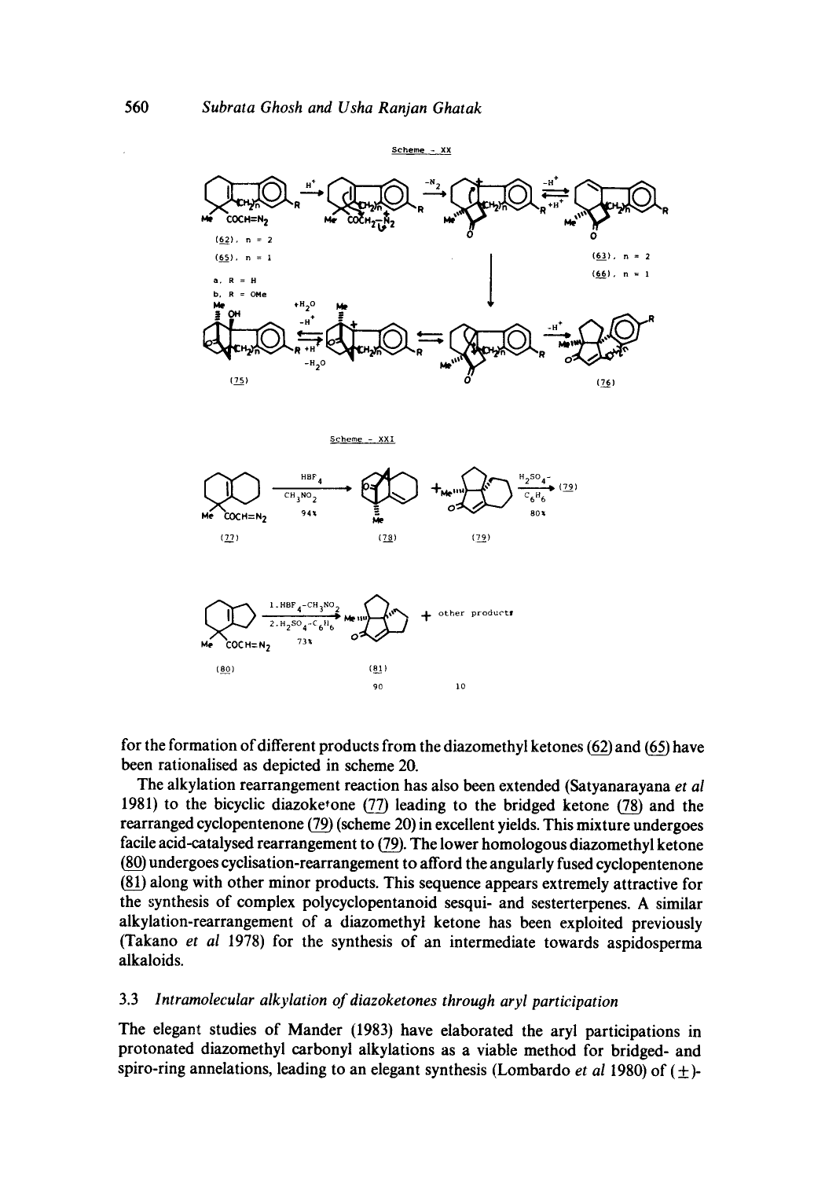Scheme – XX

Scheme – XXI

for the formation of different products from the diazomethyl ketones (62) and (65) have been rationalised as depicted in scheme 20.

The alkylation rearrangement reaction has also been extended (Satyanarayana *et al* 1981) to the bicyclic diazoketone (77) leading to the bridged ketone (78) and the rearranged cyclopentenone (79) (scheme 20) in excellent yields. This mixture undergoes facile acid-catalysed rearrangement to (79). The lower homologous diazomethyl ketone (80) undergoes cyclisation-rearrangement to afford the angularly fused cyclopentenone (81) along with other minor products. This sequence appears extremely attractive for the synthesis of complex polycyclopentanoid sesqui- and sesterterpenes. A similar alkylation-rearrangement of a diazomethyl ketone has been exploited previously (Takano *et al* 1978) for the synthesis of an intermediate towards aspidosperma alkaloids.

### 3.3 *Intramolecular alkylation of diazoketones through aryl participation*

The elegant studies of Mander (1983) have elaborated the aryl participations in protonated diazomethyl carbonyl alkylations as a viable method for bridged- and spiro-ring annelations, leading to an elegant synthesis (Lombardo *et al* 1980) of (±)-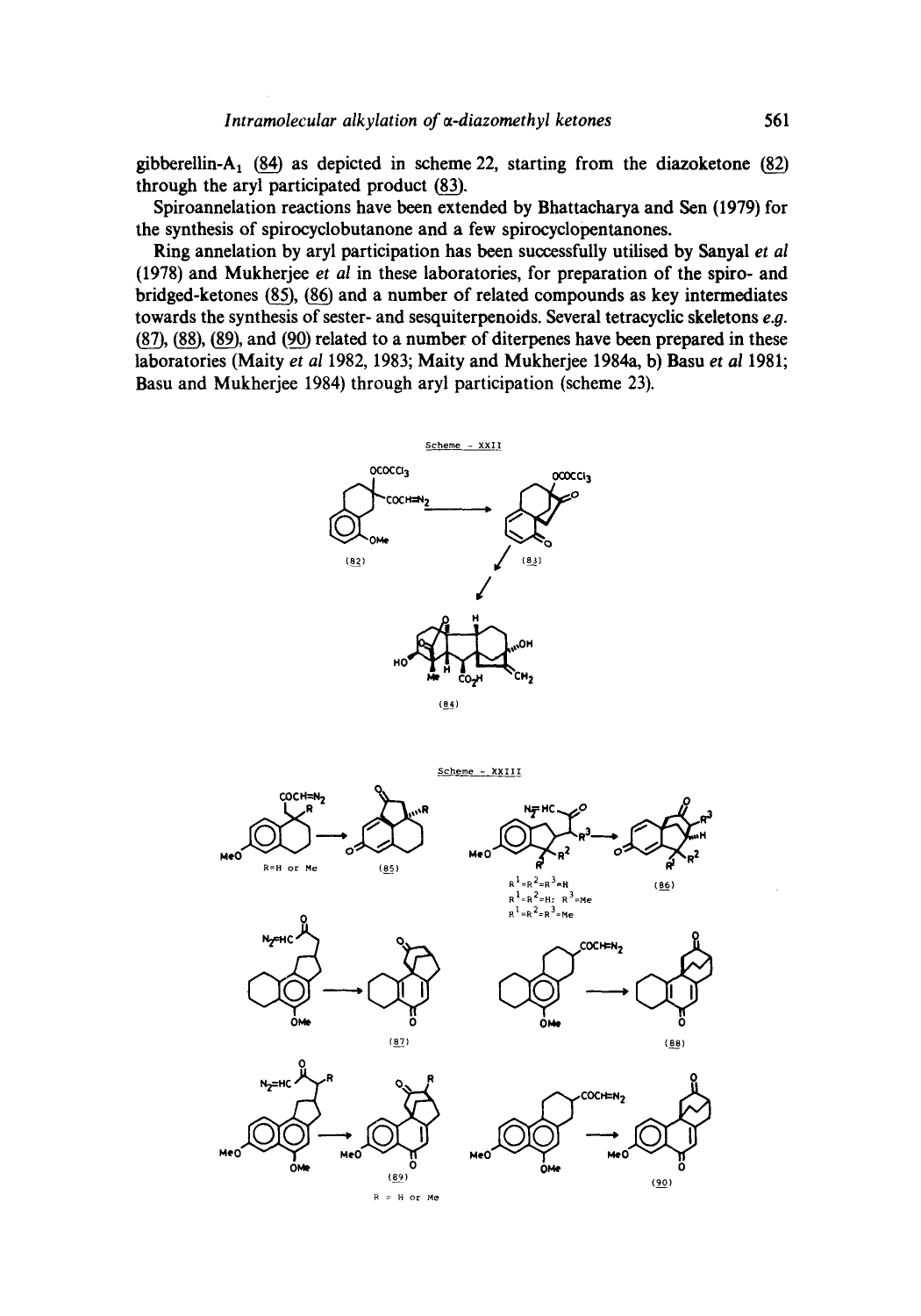gibberellin-$A_1$ (84) as depicted in scheme 22, starting from the diazoketone (82) through the aryl participated product (83).

Spiroannelation reactions have been extended by Bhattacharya and Sen (1979) for the synthesis of spirocyclobutanone and a few spirocyclopentanones.

Ring annelation by aryl participation has been successfully utilised by Sanyal *et al* (1978) and Mukherjee *et al* in these laboratories, for preparation of the spiro- and bridged-ketones (85), (86) and a number of related compounds as key intermediates towards the synthesis of sester- and sesquiterpenoids. Several tetracyclic skeletons *e.g.* (87), (88), (89), and (90) related to a number of diterpenes have been prepared in these laboratories (Maity *et al* 1982, 1983; Maity and Mukherjee 1984a, b) Basu *et al* 1981; Basu and Mukherjee 1984) through aryl participation (scheme 23).

Scheme - XXII

Scheme - XXIII

R=H or Me

$R^1=R^2=R^3=H$

$R^1=R^2=H$; $R^3=Me$

$R^1=R^2=R^3=Me$

R = H or Me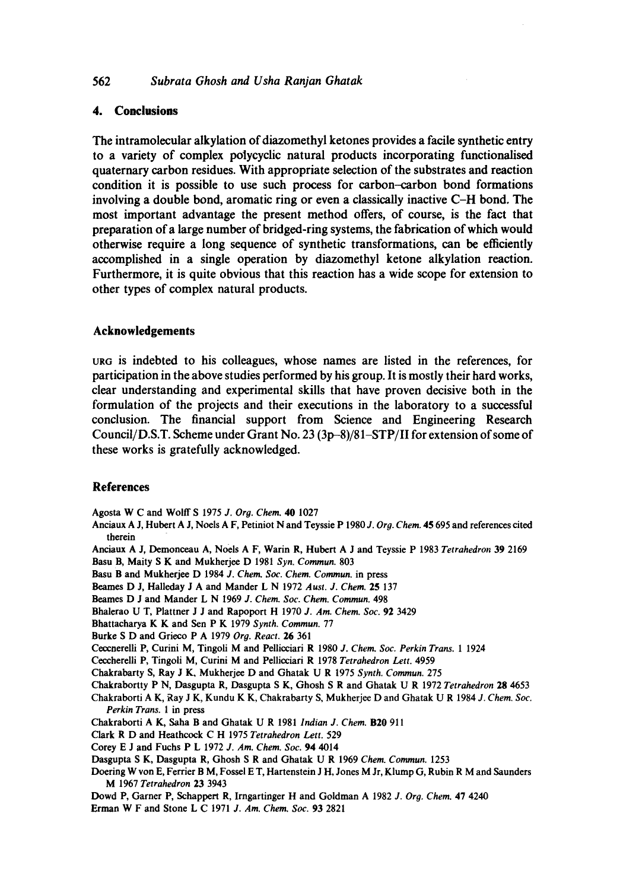## 4. Conclusions

The intramolecular alkylation of diazomethyl ketones provides a facile synthetic entry to a variety of complex polycyclic natural products incorporating functionalised quaternary carbon residues. With appropriate selection of the substrates and reaction condition it is possible to use such process for carbon–carbon bond formations involving a double bond, aromatic ring or even a classically inactive C–H bond. The most important advantage the present method offers, of course, is the fact that preparation of a large number of bridged-ring systems, the fabrication of which would otherwise require a long sequence of synthetic transformations, can be efficiently accomplished in a single operation by diazomethyl ketone alkylation reaction. Furthermore, it is quite obvious that this reaction has a wide scope for extension to other types of complex natural products.

## Acknowledgements

URG is indebted to his colleagues, whose names are listed in the references, for participation in the above studies performed by his group. It is mostly their hard works, clear understanding and experimental skills that have proven decisive both in the formulation of the projects and their executions in the laboratory to a successful conclusion. The financial support from Science and Engineering Research Council/D.S.T. Scheme under Grant No. 23 (3p–8)/81–STP/II for extension of some of these works is gratefully acknowledged.

## References

Agosta W C and Wolff S 1975 *J. Org. Chem.* **40** 1027

Anciaux A J, Hubert A J, Noels A F, Petiniot N and Teyssie P 1980 *J. Org. Chem.* **45** 695 and references cited therein

Anciaux A J, Demonceau A, Noels A F, Warin R, Hubert A J and Teyssie P 1983 *Tetrahedron* **39** 2169

Basu B, Maity S K and Mukherjee D 1981 *Syn. Commun.* 803

Basu B and Mukherjee D 1984 *J. Chem. Soc. Chem. Commun.* in press

Beames D J, Halleday J A and Mander L N 1972 *Aust. J. Chem.* **25** 137

Beames D J and Mander L N 1969 *J. Chem. Soc. Chem. Commun.* 498

Bhalerao U T, Plattner J J and Rapoport H 1970 *J. Am. Chem. Soc.* **92** 3429

Bhattacharya K K and Sen P K 1979 *Synth. Commun.* 77

Burke S D and Grieco P A 1979 *Org. React.* **26** 361

Ceccnerelli P, Curini M, Tingoli M and Pellicciari R 1980 *J. Chem. Soc. Perkin Trans.* 1 1924

Ceccherelli P, Tingoli M, Curini M and Pellicciari R 1978 *Tetrahedron Lett.* 4959

Chakrabarty S, Ray J K, Mukherjee D and Ghatak U R 1975 *Synth. Commun.* 275

Chakrabortty P N, Dasgupta R, Dasgupta S K, Ghosh S R and Ghatak U R 1972 *Tetrahedron* **28** 4653

Chakraborti A K, Ray J K, Kundu K K, Chakrabarty S, Mukherjee D and Ghatak U R 1984 *J. Chem. Soc. Perkin Trans.* 1 in press

Chakraborti A K, Saha B and Ghatak U R 1981 *Indian J. Chem.* **B20** 911

Clark R D and Heathcock C H 1975 *Tetrahedron Lett.* 529

Corey E J and Fuchs P L 1972 *J. Am. Chem. Soc.* **94** 4014

Dasgupta S K, Dasgupta R, Ghosh S R and Ghatak U R 1969 *Chem. Commun.* 1253

Doering W von E, Ferrier B M, Fossel E T, Hartenstein J H, Jones M Jr, Klump G, Rubin R M and Saunders M 1967 *Tetrahedron* **23** 3943

Dowd P, Garner P, Schappert R, Irngartinger H and Goldman A 1982 *J. Org. Chem.* **47** 4240

Erman W F and Stone L C 1971 *J. Am. Chem. Soc.* **93** 2821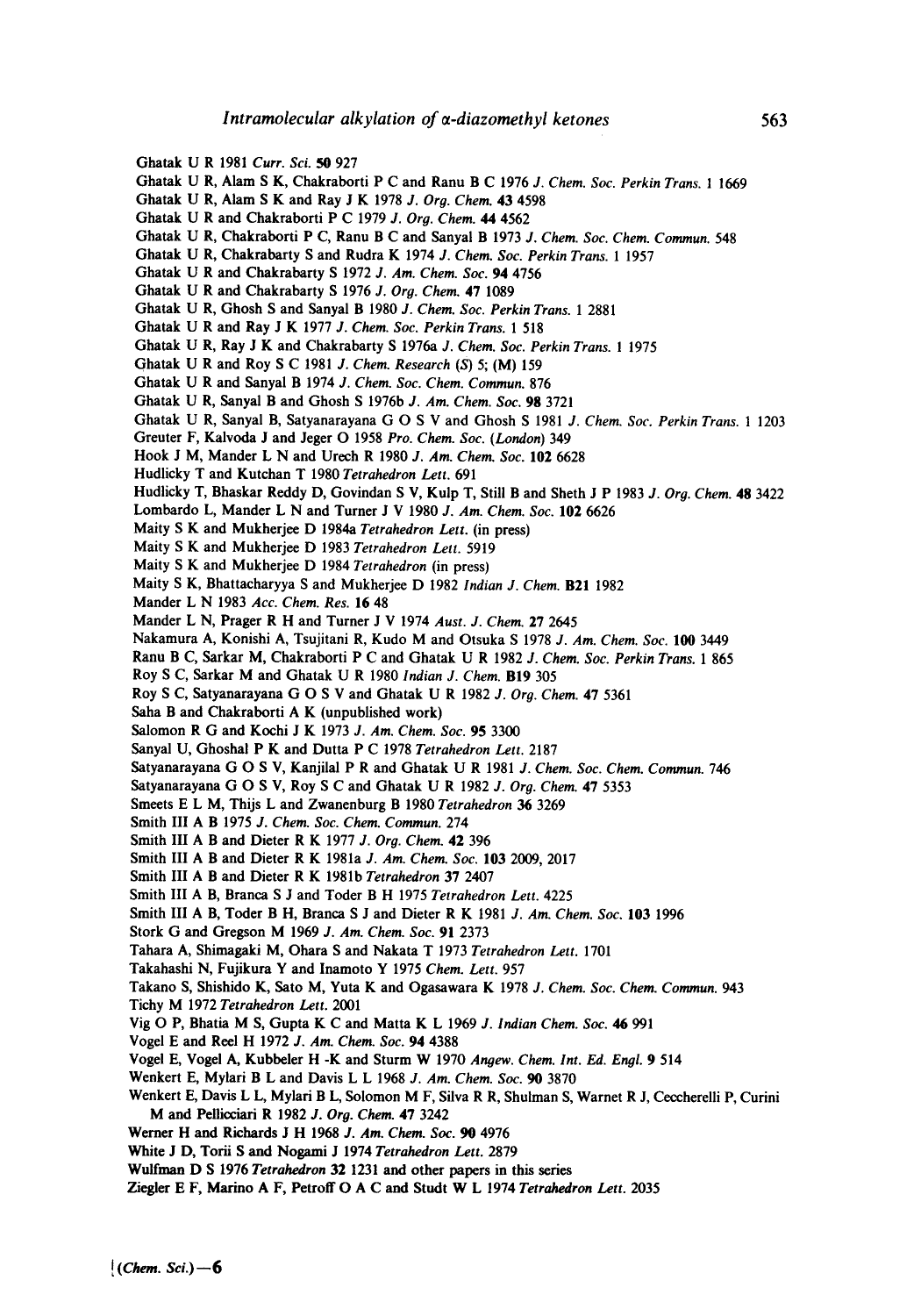Ghatak U R 1981 *Curr. Sci.* **50** 927

Ghatak U R, Alam S K, Chakraborti P C and Ranu B C 1976 *J. Chem. Soc. Perkin Trans.* 1 1669

Ghatak U R, Alam S K and Ray J K 1978 *J. Org. Chem.* **43** 4598

Ghatak U R and Chakraborti P C 1979 *J. Org. Chem.* **44** 4562

Ghatak U R, Chakraborti P C, Ranu B C and Sanyal B 1973 *J. Chem. Soc. Chem. Commun.* 548

Ghatak U R, Chakrabarty S and Rudra K 1974 *J. Chem. Soc. Perkin Trans.* 1 1957

Ghatak U R and Chakrabarty S 1972 *J. Am. Chem. Soc.* **94** 4756

Ghatak U R and Chakrabarty S 1976 *J. Org. Chem.* **47** 1089

Ghatak U R, Ghosh S and Sanyal B 1980 *J. Chem. Soc. Perkin Trans.* 1 2881

Ghatak U R and Ray J K 1977 *J. Chem. Soc. Perkin Trans.* 1 518

Ghatak U R, Ray J K and Chakrabarty S 1976a *J. Chem. Soc. Perkin Trans.* 1 1975

Ghatak U R and Roy S C 1981 *J. Chem. Research (S)* 5; (M) 159

Ghatak U R and Sanyal B 1974 *J. Chem. Soc. Chem. Commun.* 876

Ghatak U R, Sanyal B and Ghosh S 1976b *J. Am. Chem. Soc.* **98** 3721

Ghatak U R, Sanyal B, Satyanarayana G O S V and Ghosh S 1981 *J. Chem. Soc. Perkin Trans.* 1 1203

Greuter F, Kalvoda J and Jeger O 1958 *Pro. Chem. Soc. (London)* 349

Hook J M, Mander L N and Urech R 1980 *J. Am. Chem. Soc.* **102** 6628

Hudlicky T and Kutchan T 1980 *Tetrahedron Lett.* 691

Hudlicky T, Bhaskar Reddy D, Govindan S V, Kulp T, Still B and Sheth J P 1983 *J. Org. Chem.* **48** 3422

Lombardo L, Mander L N and Turner J V 1980 *J. Am. Chem. Soc.* **102** 6626

Maity S K and Mukherjee D 1984a *Tetrahedron Lett.* (in press)

Maity S K and Mukherjee D 1983 *Tetrahedron Lett.* 5919

Maity S K and Mukherjee D 1984 *Tetrahedron* (in press)

Maity S K, Bhattacharyya S and Mukherjee D 1982 *Indian J. Chem.* **B21** 1982

Mander L N 1983 *Acc. Chem. Res.* **16** 48

Mander L N, Prager R H and Turner J V 1974 *Aust. J. Chem.* **27** 2645

Nakamura A, Konishi A, Tsujitani R, Kudo M and Otsuka S 1978 *J. Am. Chem. Soc.* **100** 3449

Ranu B C, Sarkar M, Chakraborti P C and Ghatak U R 1982 *J. Chem. Soc. Perkin Trans.* 1 865

Roy S C, Sarkar M and Ghatak U R 1980 *Indian J. Chem.* **B19** 305

Roy S C, Satyanarayana G O S V and Ghatak U R 1982 *J. Org. Chem.* **47** 5361

Saha B and Chakraborti A K (unpublished work)

Salomon R G and Kochi J K 1973 *J. Am. Chem. Soc.* **95** 3300

Sanyal U, Ghoshal P K and Dutta P C 1978 *Tetrahedron Lett.* 2187

Satyanarayana G O S V, Kanjilal P R and Ghatak U R 1981 *J. Chem. Soc. Chem. Commun.* 746

Satyanarayana G O S V, Roy S C and Ghatak U R 1982 *J. Org. Chem.* **47** 5353

Smeets E L M, Thijs L and Zwanenburg B 1980 *Tetrahedron* **36** 3269

Smith III A B 1975 *J. Chem. Soc. Chem. Commun.* 274

Smith III A B and Dieter R K 1977 *J. Org. Chem.* **42** 396

Smith III A B and Dieter R K 1981a *J. Am. Chem. Soc.* **103** 2009, 2017

Smith III A B and Dieter R K 1981b *Tetrahedron* **37** 2407

Smith III A B, Branca S J and Toder B H 1975 *Tetrahedron Lett.* 4225

Smith III A B, Toder B H, Branca S J and Dieter R K 1981 *J. Am. Chem. Soc.* **103** 1996

Stork G and Gregson M 1969 *J. Am. Chem. Soc.* **91** 2373

Tahara A, Shimagaki M, Ohara S and Nakata T 1973 *Tetrahedron Lett.* 1701

Takahashi N, Fujikura Y and Inamoto Y 1975 *Chem. Lett.* 957

Takano S, Shishido K, Sato M, Yuta K and Ogasawara K 1978 *J. Chem. Soc. Chem. Commun.* 943

Tichy M 1972 *Tetrahedron Lett.* 2001

Vig O P, Bhatia M S, Gupta K C and Matta K L 1969 *J. Indian Chem. Soc.* **46** 991

Vogel E and Reel H 1972 *J. Am. Chem. Soc.* **94** 4388

Vogel E, Vogel A, Kubbeler H -K and Sturm W 1970 *Angew. Chem. Int. Ed. Engl.* **9** 514

Wenkert E, Mylari B L and Davis L L 1968 *J. Am. Chem. Soc.* **90** 3870

Wenkert E, Davis L L, Mylari B L, Solomon M F, Silva R R, Shulman S, Warnet R J, Ceccherelli P, Curini M and Pellicciari R 1982 *J. Org. Chem.* **47** 3242

Werner H and Richards J H 1968 *J. Am. Chem. Soc.* **90** 4976

White J D, Torii S and Nogami J 1974 *Tetrahedron Lett.* 2879

Wulfman D S 1976 *Tetrahedron* **32** 1231 and other papers in this series

Ziegler E F, Marino A F, Petroff O A C and Studt W L 1974 *Tetrahedron Lett.* 2035